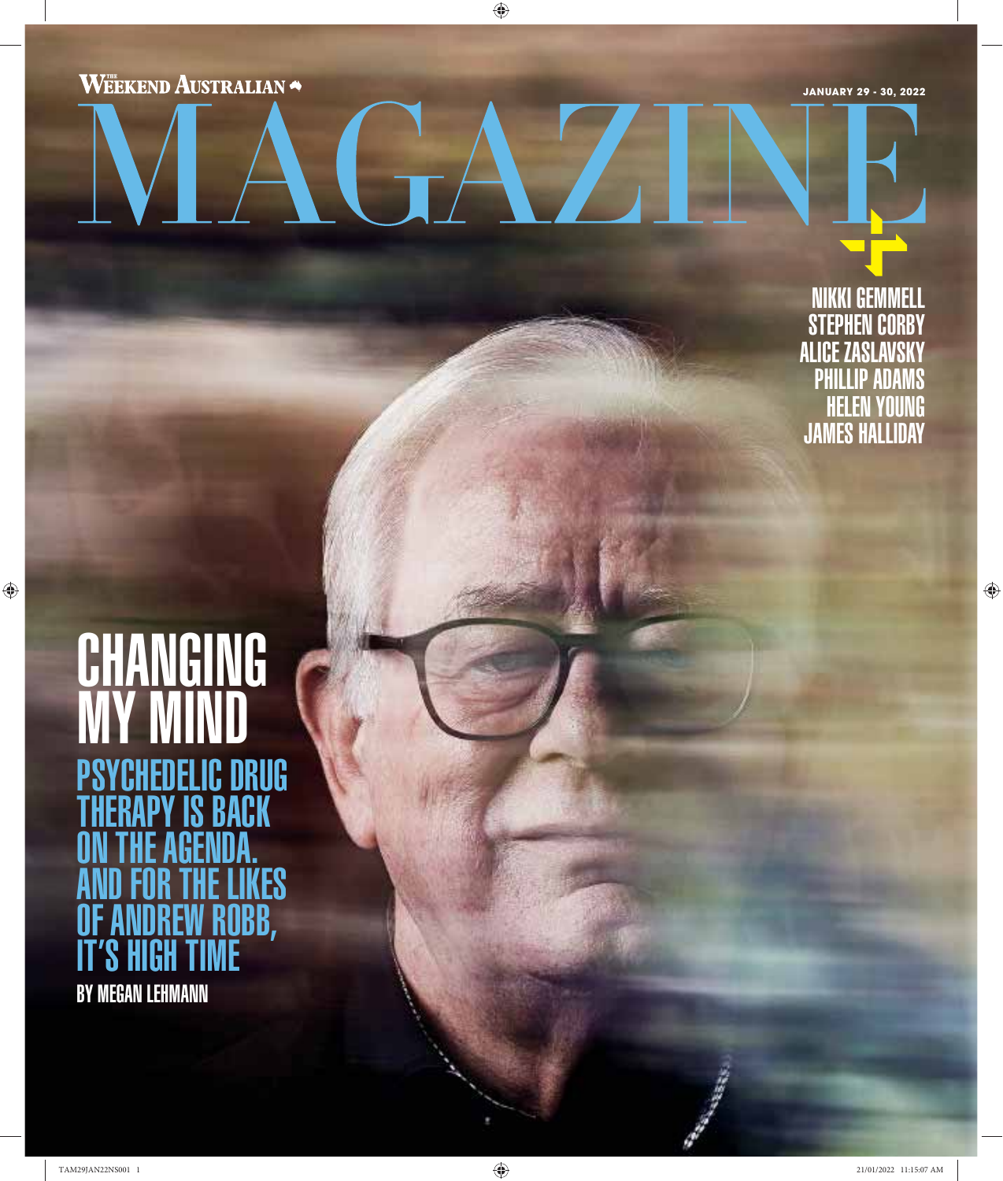THE WEEKEND AUSTRALIAN

# MAGAZINE

JANUARY 29 - 30, 2022

NIKKI GEMMELL
STEPHEN CORBY
ALICE ZASLAVSKY
PHILLIP ADAMS
HELEN YOUNG
JAMES HALLIDAY

## CHANGING MY MIND

### PSYCHEDELIC DRUG THERAPY IS BACK ON THE AGENDA. AND FOR THE LIKES OF ANDREW ROBB, IT'S HIGH TIME

BY MEGAN LEHMANN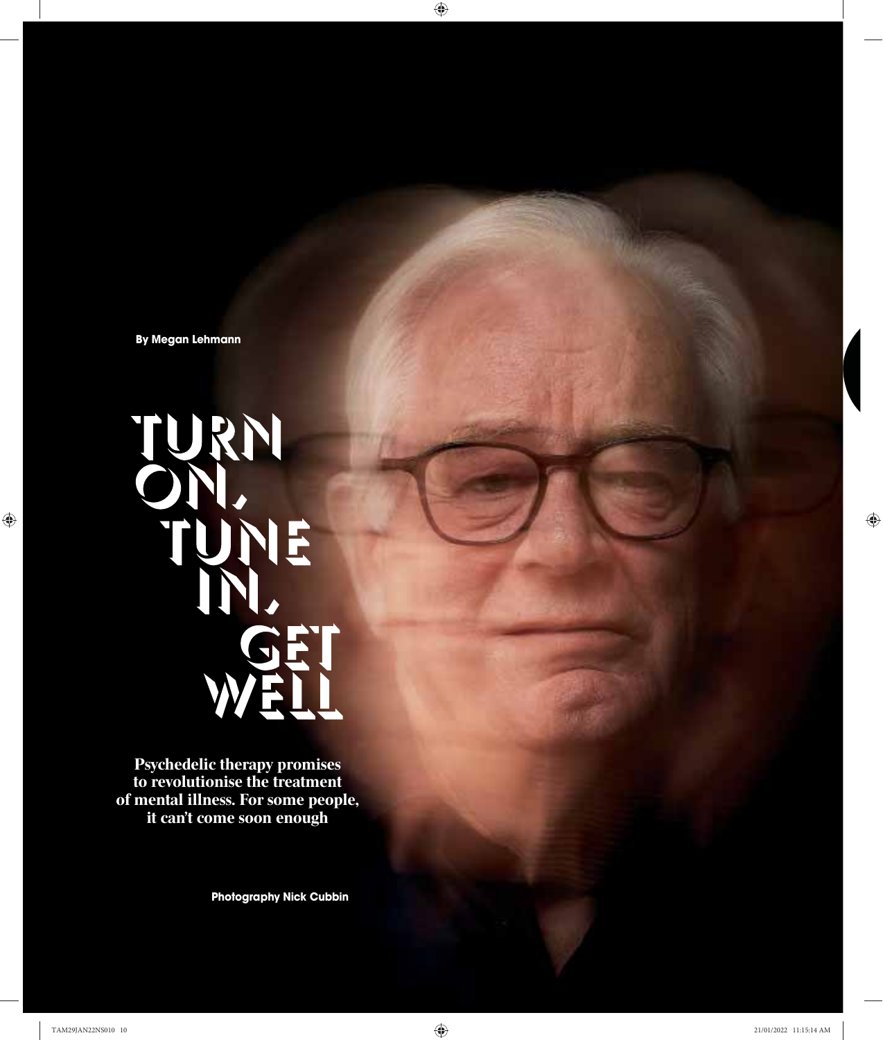By Megan Lehmann

# TURN ON, TUNE IN, GET WELL

**Psychedelic therapy promises to revolutionise the treatment of mental illness. For some people, it can't come soon enough**

**Photography Nick Cubbin**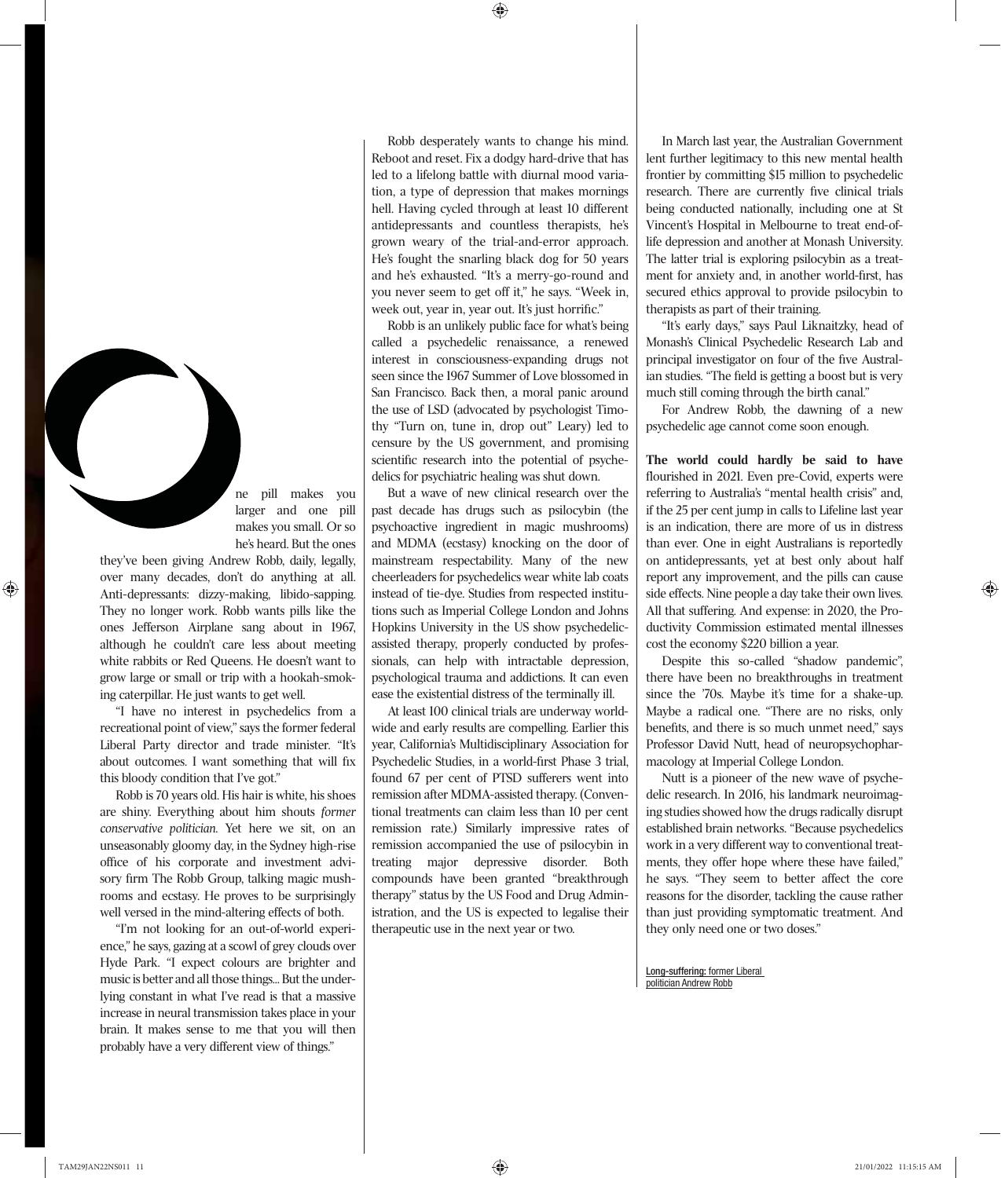One pill makes you larger and one pill makes you small. Or so he's heard. But the ones they've been giving Andrew Robb, daily, legally, over many decades, don't do anything at all. Anti-depressants: dizzy-making, libido-sapping. They no longer work. Robb wants pills like the ones Jefferson Airplane sang about in 1967, although he couldn't care less about meeting white rabbits or Red Queens. He doesn't want to grow large or small or trip with a hookah-smoking caterpillar. He just wants to get well.

"I have no interest in psychedelics from a recreational point of view," says the former federal Liberal Party director and trade minister. "It's about outcomes. I want something that will fix this bloody condition that I've got."

Robb is 70 years old. His hair is white, his shoes are shiny. Everything about him shouts *former conservative politician*. Yet here we sit, on an unseasonably gloomy day, in the Sydney high-rise office of his corporate and investment advisory firm The Robb Group, talking magic mushrooms and ecstasy. He proves to be surprisingly well versed in the mind-altering effects of both.

"I'm not looking for an out-of-world experience," he says, gazing at a scowl of grey clouds over Hyde Park. "I expect colours are brighter and music is better and all those things... But the underlying constant in what I've read is that a massive increase in neural transmission takes place in your brain. It makes sense to me that you will then probably have a very different view of things."

Robb desperately wants to change his mind. Reboot and reset. Fix a dodgy hard-drive that has led to a lifelong battle with diurnal mood variation, a type of depression that makes mornings hell. Having cycled through at least 10 different antidepressants and countless therapists, he's grown weary of the trial-and-error approach. He's fought the snarling black dog for 50 years and he's exhausted. "It's a merry-go-round and you never seem to get off it," he says. "Week in, week out, year in, year out. It's just horrific."

Robb is an unlikely public face for what's being called a psychedelic renaissance, a renewed interest in consciousness-expanding drugs not seen since the 1967 Summer of Love blossomed in San Francisco. Back then, a moral panic around the use of LSD (advocated by psychologist Timothy "Turn on, tune in, drop out" Leary) led to censure by the US government, and promising scientific research into the potential of psychedelics for psychiatric healing was shut down.

But a wave of new clinical research over the past decade has drugs such as psilocybin (the psychoactive ingredient in magic mushrooms) and MDMA (ecstasy) knocking on the door of mainstream respectability. Many of the new cheerleaders for psychedelics wear white lab coats instead of tie-dye. Studies from respected institutions such as Imperial College London and Johns Hopkins University in the US show psychedelic-assisted therapy, properly conducted by professionals, can help with intractable depression, psychological trauma and addictions. It can even ease the existential distress of the terminally ill.

At least 100 clinical trials are underway worldwide and early results are compelling. Earlier this year, California's Multidisciplinary Association for Psychedelic Studies, in a world-first Phase 3 trial, found 67 per cent of PTSD sufferers went into remission after MDMA-assisted therapy. (Conventional treatments can claim less than 10 per cent remission rate.) Similarly impressive rates of remission accompanied the use of psilocybin in treating major depressive disorder. Both compounds have been granted "breakthrough therapy" status by the US Food and Drug Administration, and the US is expected to legalise their therapeutic use in the next year or two.

In March last year, the Australian Government lent further legitimacy to this new mental health frontier by committing $15 million to psychedelic research. There are currently five clinical trials being conducted nationally, including one at St Vincent's Hospital in Melbourne to treat end-of-life depression and another at Monash University. The latter trial is exploring psilocybin as a treatment for anxiety and, in another world-first, has secured ethics approval to provide psilocybin to therapists as part of their training.

"It's early days," says Paul Liknaitzky, head of Monash's Clinical Psychedelic Research Lab and principal investigator on four of the five Australian studies. "The field is getting a boost but is very much still coming through the birth canal."

For Andrew Robb, the dawning of a new psychedelic age cannot come soon enough.

**The world could hardly be said to have** flourished in 2021. Even pre-Covid, experts were referring to Australia's "mental health crisis" and, if the 25 per cent jump in calls to Lifeline last year is an indication, there are more of us in distress than ever. One in eight Australians is reportedly on antidepressants, yet at best only about half report any improvement, and the pills can cause side effects. Nine people a day take their own lives. All that suffering. And expense: in 2020, the Productivity Commission estimated mental illnesses cost the economy $220 billion a year.

Despite this so-called "shadow pandemic", there have been no breakthroughs in treatment since the '70s. Maybe it's time for a shake-up. Maybe a radical one. "There are no risks, only benefits, and there is so much unmet need," says Professor David Nutt, head of neuropsychopharmacology at Imperial College London.

Nutt is a pioneer of the new wave of psychedelic research. In 2016, his landmark neuroimaging studies showed how the drugs radically disrupt established brain networks. "Because psychedelics work in a very different way to conventional treatments, they offer hope where these have failed," he says. "They seem to better affect the core reasons for the disorder, tackling the cause rather than just providing symptomatic treatment. And they only need one or two doses."

**Long-suffering:** former Liberal politician Andrew Robb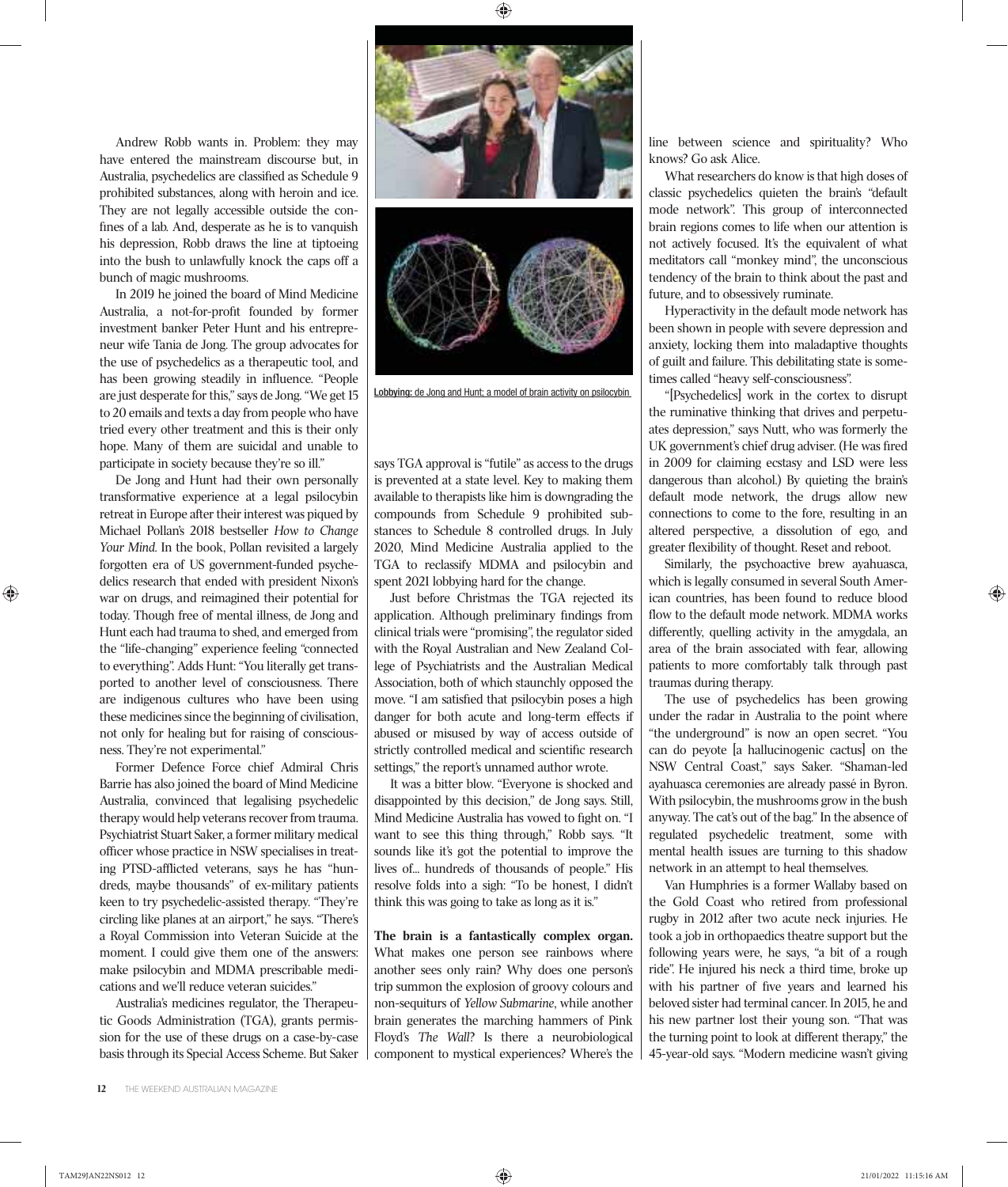Andrew Robb wants in. Problem: they may have entered the mainstream discourse but, in Australia, psychedelics are classified as Schedule 9 prohibited substances, along with heroin and ice. They are not legally accessible outside the confines of a lab. And, desperate as he is to vanquish his depression, Robb draws the line at tiptoeing into the bush to unlawfully knock the caps off a bunch of magic mushrooms.

In 2019 he joined the board of Mind Medicine Australia, a not-for-profit founded by former investment banker Peter Hunt and his entrepreneur wife Tania de Jong. The group advocates for the use of psychedelics as a therapeutic tool, and has been growing steadily in influence. "People are just desperate for this," says de Jong. "We get 15 to 20 emails and texts a day from people who have tried every other treatment and this is their only hope. Many of them are suicidal and unable to participate in society because they're so ill."

De Jong and Hunt had their own personally transformative experience at a legal psilocybin retreat in Europe after their interest was piqued by Michael Pollan's 2018 bestseller *How to Change Your Mind*. In the book, Pollan revisited a largely forgotten era of US government-funded psychedelics research that ended with president Nixon's war on drugs, and reimagined their potential for today. Though free of mental illness, de Jong and Hunt each had trauma to shed, and emerged from the "life-changing" experience feeling "connected to everything". Adds Hunt: "You literally get transported to another level of consciousness. There are indigenous cultures who have been using these medicines since the beginning of civilisation, not only for healing but for raising of consciousness. They're not experimental."

Former Defence Force chief Admiral Chris Barrie has also joined the board of Mind Medicine Australia, convinced that legalising psychedelic therapy would help veterans recover from trauma. Psychiatrist Stuart Saker, a former military medical officer whose practice in NSW specialises in treating PTSD-afflicted veterans, says he has "hundreds, maybe thousands" of ex-military patients keen to try psychedelic-assisted therapy. "They're circling like planes at an airport," he says. "There's a Royal Commission into Veteran Suicide at the moment. I could give them one of the answers: make psilocybin and MDMA prescribable medications and we'll reduce veteran suicides."

Australia's medicines regulator, the Therapeutic Goods Administration (TGA), grants permission for the use of these drugs on a case-by-case basis through its Special Access Scheme. But Saker says TGA approval is "futile" as access to the drugs is prevented at a state level. Key to making them available to therapists like him is downgrading the compounds from Schedule 9 prohibited substances to Schedule 8 controlled drugs. In July 2020, Mind Medicine Australia applied to the TGA to reclassify MDMA and psilocybin and spent 2021 lobbying hard for the change.

**Lobbying:** de Jong and Hunt; a model of brain activity on psilocybin

Just before Christmas the TGA rejected its application. Although preliminary findings from clinical trials were "promising", the regulator sided with the Royal Australian and New Zealand College of Psychiatrists and the Australian Medical Association, both of which staunchly opposed the move. "I am satisfied that psilocybin poses a high danger for both acute and long-term effects if abused or misused by way of access outside of strictly controlled medical and scientific research settings," the report's unnamed author wrote.

It was a bitter blow. "Everyone is shocked and disappointed by this decision," de Jong says. Still, Mind Medicine Australia has vowed to fight on. "I want to see this thing through," Robb says. "It sounds like it's got the potential to improve the lives of... hundreds of thousands of people." His resolve folds into a sigh: "To be honest, I didn't think this was going to take as long as it is."

**The brain is a fantastically complex organ.** What makes one person see rainbows where another sees only rain? Why does one person's trip summon the explosion of groovy colours and non-sequiturs of *Yellow Submarine*, while another brain generates the marching hammers of Pink Floyd's *The Wall*? Is there a neurobiological component to mystical experiences? Where's the line between science and spirituality? Who knows? Go ask Alice.

What researchers do know is that high doses of classic psychedelics quieten the brain's "default mode network". This group of interconnected brain regions comes to life when our attention is not actively focused. It's the equivalent of what meditators call "monkey mind", the unconscious tendency of the brain to think about the past and future, and to obsessively ruminate.

Hyperactivity in the default mode network has been shown in people with severe depression and anxiety, locking them into maladaptive thoughts of guilt and failure. This debilitating state is sometimes called "heavy self-consciousness".

"[Psychedelics] work in the cortex to disrupt the ruminative thinking that drives and perpetuates depression," says Nutt, who was formerly the UK government's chief drug adviser. (He was fired in 2009 for claiming ecstasy and LSD were less dangerous than alcohol.) By quieting the brain's default mode network, the drugs allow new connections to come to the fore, resulting in an altered perspective, a dissolution of ego, and greater flexibility of thought. Reset and reboot.

Similarly, the psychoactive brew ayahuasca, which is legally consumed in several South American countries, has been found to reduce blood flow to the default mode network. MDMA works differently, quelling activity in the amygdala, an area of the brain associated with fear, allowing patients to more comfortably talk through past traumas during therapy.

The use of psychedelics has been growing under the radar in Australia to the point where "the underground" is now an open secret. "You can do peyote [a hallucinogenic cactus] on the NSW Central Coast," says Saker. "Shaman-led ayahuasca ceremonies are already passé in Byron. With psilocybin, the mushrooms grow in the bush anyway. The cat's out of the bag." In the absence of regulated psychedelic treatment, some with mental health issues are turning to this shadow network in an attempt to heal themselves.

Van Humphries is a former Wallaby based on the Gold Coast who retired from professional rugby in 2012 after two acute neck injuries. He took a job in orthopaedics theatre support but the following years were, he says, "a bit of a rough ride". He injured his neck a third time, broke up with his partner of five years and learned his beloved sister had terminal cancer. In 2015, he and his new partner lost their young son. "That was the turning point to look at different therapy," the 45-year-old says. "Modern medicine wasn't giving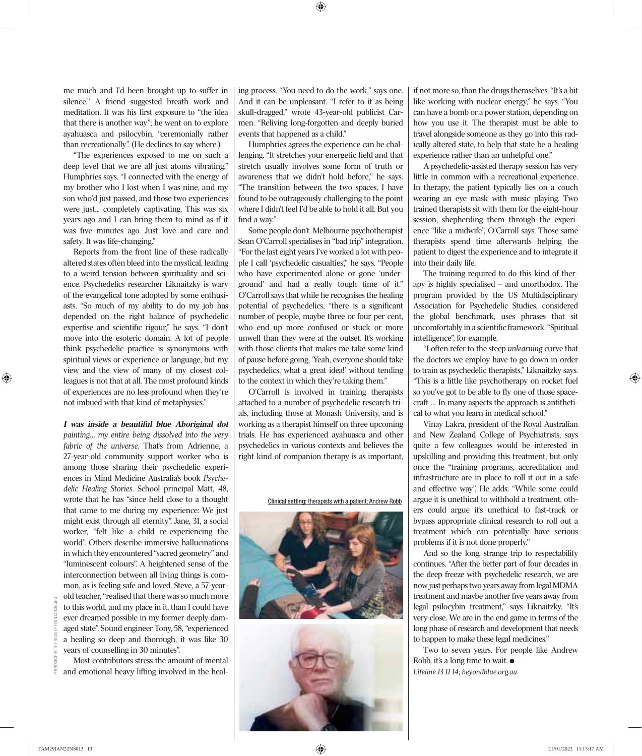me much and I'd been brought up to suffer in silence." A friend suggested breath work and meditation. It was his first exposure to "the idea that there is another way"; he went on to explore ayahuasca and psilocybin, "ceremonially rather than recreationally". (He declines to say where.)

"The experiences exposed to me on such a deep level that we are all just atoms vibrating," Humphries says. "I connected with the energy of my brother who I lost when I was nine, and my son who'd just passed, and those two experiences were just... completely captivating. This was six years ago and I can bring them to mind as if it was five minutes ago. Just love and care and safety. It was life-changing."

Reports from the front line of these radically altered states often bleed into the mystical, leading to a weird tension between spirituality and science. Psychedelics researcher Liknaitzky is wary of the evangelical tone adopted by some enthusiasts. "So much of my ability to do my job has depended on the right balance of psychedelic expertise and scientific rigour," he says. "I don't move into the esoteric domain. A lot of people think psychedelic practice is synonymous with spiritual views or experience or language, but my view and the view of many of my closest colleagues is not that at all. The most profound kinds of experiences are no less profound when they're not imbued with that kind of metaphysics."

***I was inside a beautiful blue Aboriginal dot*** *painting... my entire being dissolved into the very fabric of the universe.* That's from Adrienne, a 27-year-old community support worker who is among those sharing their psychedelic experiences in Mind Medicine Australia's book *Psychedelic Healing Stories*. School principal Matt, 48, wrote that he has "since held close to a thought that came to me during my experience: We just might exist through all eternity". Jane, 31, a social worker, "felt like a child re-experiencing the world". Others describe immersive hallucinations in which they encountered "sacred geometry" and "luminescent colours". A heightened sense of the interconnection between all living things is common, as is feeling safe and loved. Steve, a 57-year-old teacher, "realised that there was so much more to this world, and my place in it, than I could have ever dreamed possible in my former deeply damaged state". Sound engineer Tony, 58, "experienced a healing so deep and thorough, it was like 30 years of counselling in 30 minutes".

Most contributors stress the amount of mental and emotional heavy lifting involved in the healing process. "You need to do the work," says one. And it can be unpleasant. "I refer to it as being skull-dragged," wrote 43-year-old publicist Carmen. "Reliving long-forgotten and deeply buried events that happened as a child."

Humphries agrees the experience can be challenging. "It stretches your energetic field and that stretch usually involves some form of truth or awareness that we didn't hold before," he says. "The transition between the two spaces, I have found to be outrageously challenging to the point where I didn't feel I'd be able to hold it all. But you find a way."

Some people don't. Melbourne psychotherapist Sean O'Carroll specialises in "bad trip" integration. "For the last eight years I've worked a lot with people I call 'psychedelic casualties'," he says. "People who have experimented alone or gone 'underground' and had a really tough time of it." O'Carroll says that while he recognises the healing potential of psychedelics, "there is a significant number of people, maybe three or four per cent, who end up more confused or stuck or more unwell than they were at the outset. It's working with those clients that makes me take some kind of pause before going, 'Yeah, everyone should take psychedelics, what a great idea!' without tending to the context in which they're taking them."

O'Carroll is involved in training therapists attached to a number of psychedelic research trials, including those at Monash University, and is working as a therapist himself on three upcoming trials. He has experienced ayahuasca and other psychedelics in various contexts and believes the right kind of companion therapy is as important, if not more so, than the drugs themselves. "It's a bit like working with nuclear energy," he says. "You can have a bomb or a power station, depending on how you use it. The therapist must be able to travel alongside someone as they go into this radically altered state, to help that state be a healing experience rather than an unhelpful one."

A psychedelic-assisted therapy session has very little in common with a recreational experience. In therapy, the patient typically lies on a couch wearing an eye mask with music playing. Two trained therapists sit with them for the eight-hour session, shepherding them through the experience "like a midwife", O'Carroll says. Those same therapists spend time afterwards helping the patient to digest the experience and to integrate it into their daily life.

The training required to do this kind of therapy is highly specialised – and unorthodox. The program provided by the US Multidisciplinary Association for Psychedelic Studies, considered the global benchmark, uses phrases that sit uncomfortably in a scientific framework. "Spiritual intelligence", for example.

"I often refer to the steep *unlearning* curve that the doctors we employ have to go down in order to train as psychedelic therapists," Liknaitzky says. "This is a little like psychotherapy on rocket fuel so you've got to be able to fly one of those spacecraft ... In many aspects the approach is antithetical to what you learn in medical school."

Vinay Lakra, president of the Royal Australian and New Zealand College of Psychiatrists, says quite a few colleagues would be interested in upskilling and providing this treatment, but only once the "training programs, accreditation and infrastructure are in place to roll it out in a safe and effective way". He adds: "While some could argue it is unethical to withhold a treatment, others could argue it's unethical to fast-track or bypass appropriate clinical research to roll out a treatment which can potentially have serious problems if it is not done properly."

And so the long, strange trip to respectability continues. "After the better part of four decades in the deep freeze with psychedelic research, we are now just perhaps two years away from legal MDMA treatment and maybe another five years away from legal psilocybin treatment," says Liknaitzky. "It's very close. We are in the end game in terms of the long phase of research and development that needs to happen to make these legal medicines."

Two to seven years. For people like Andrew Robb, it's a long time to wait. ●

*Lifeline 13 11 14; beyondblue.org.au*

**Clinical setting:** therapists with a patient; Andrew Robb

PHOTOGRAPHY: THE BECKLEY FOUNDATION; JHU